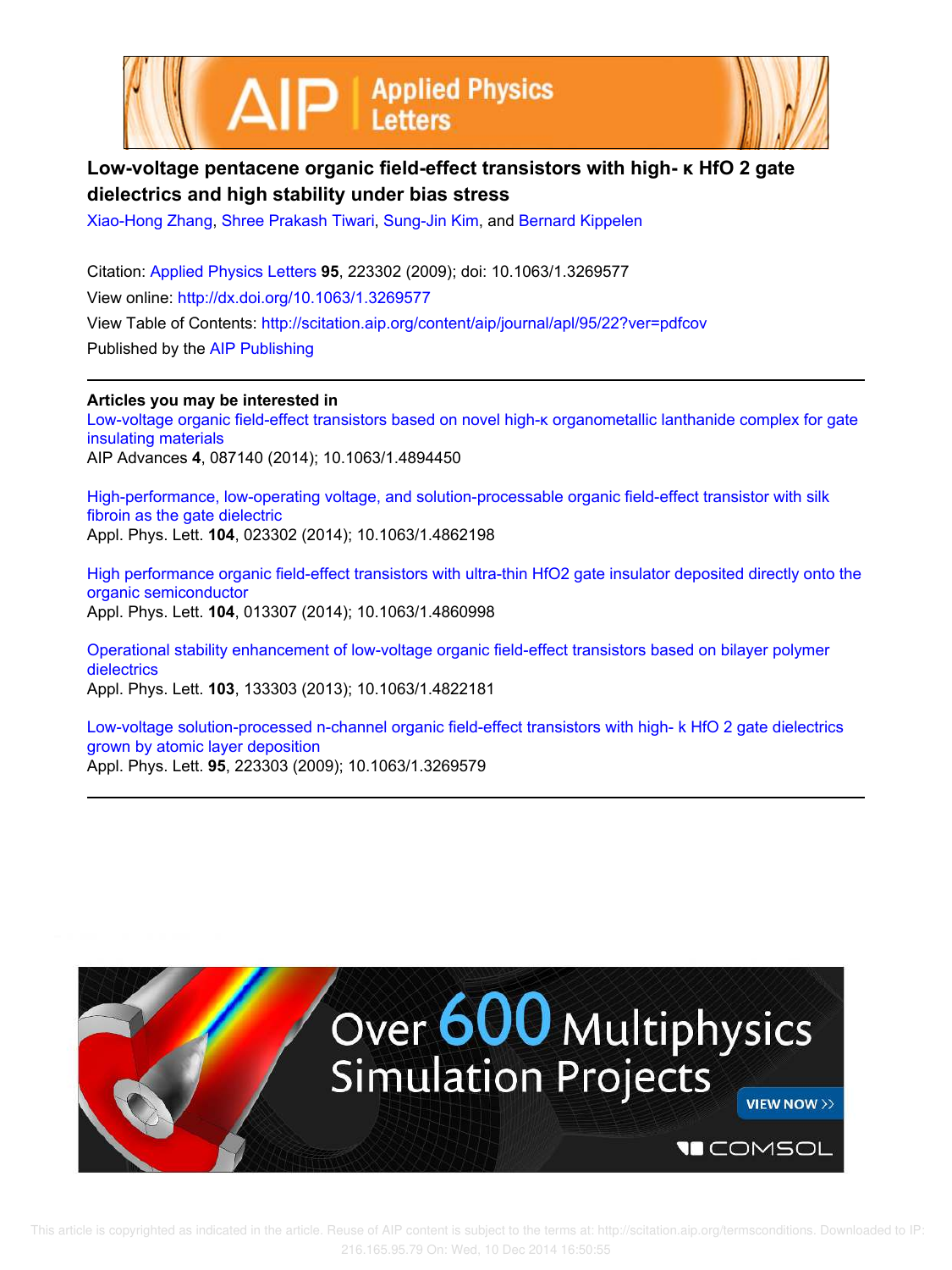# Low-voltage pentacene organic field-effect transistors with high- κ $HfO_2$ gate dielectrics and high stability under bias stress

Xiao-Hong Zhang, Shree Prakash Tiwari, Sung-Jin Kim, and Bernard Kippelen

Citation: Applied Physics Letters **95**, 223302 (2009); doi: 10.1063/1.3269577

View online: http://dx.doi.org/10.1063/1.3269577

View Table of Contents: http://scitation.aip.org/content/aip/journal/apl/95/22?ver=pdfcov

Published by the AIP Publishing

## Articles you may be interested in

Low-voltage organic field-effect transistors based on novel high-κ organometallic lanthanide complex for gate insulating materials
AIP Advances **4**, 087140 (2014); 10.1063/1.4894450

High-performance, low-operating voltage, and solution-processable organic field-effect transistor with silk fibroin as the gate dielectric
Appl. Phys. Lett. **104**, 023302 (2014); 10.1063/1.4862198

High performance organic field-effect transistors with ultra-thin HfO2 gate insulator deposited directly onto the organic semiconductor
Appl. Phys. Lett. **104**, 013307 (2014); 10.1063/1.4860998

Operational stability enhancement of low-voltage organic field-effect transistors based on bilayer polymer dielectrics
Appl. Phys. Lett. **103**, 133303 (2013); 10.1063/1.4822181

Low-voltage solution-processed n-channel organic field-effect transistors with high- k $HfO_2$ gate dielectrics grown by atomic layer deposition
Appl. Phys. Lett. **95**, 223303 (2009); 10.1063/1.3269579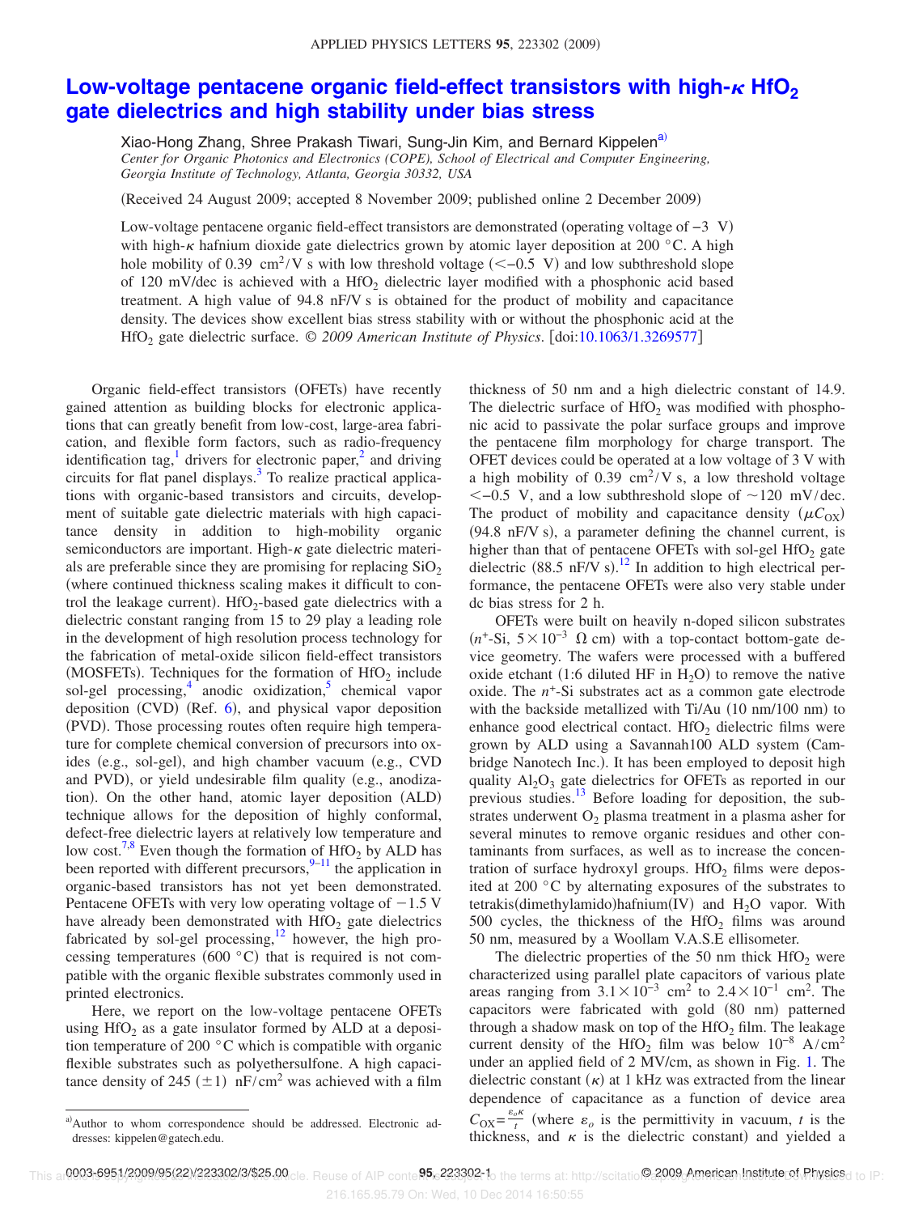# Low-voltage pentacene organic field-effect transistors with high-$\kappa$ $HfO_2$ gate dielectrics and high stability under bias stress

Xiao-Hong Zhang, Shree Prakash Tiwari, Sung-Jin Kim, and Bernard Kippelen[a)]

*Center for Organic Photonics and Electronics (COPE), School of Electrical and Computer Engineering, Georgia Institute of Technology, Atlanta, Georgia 30332, USA*

(Received 24 August 2009; accepted 8 November 2009; published online 2 December 2009)

Low-voltage pentacene organic field-effect transistors are demonstrated (operating voltage of −3 V) with high-$\kappa$ hafnium dioxide gate dielectrics grown by atomic layer deposition at 200 °C. A high hole mobility of 0.39 $cm^2/V\,s$ with low threshold voltage (<−0.5 V) and low subthreshold slope of 120 mV/dec is achieved with a $HfO_2$ dielectric layer modified with a phosphonic acid based treatment. A high value of 94.8 nF/V s is obtained for the product of mobility and capacitance density. The devices show excellent bias stress stability with or without the phosphonic acid at the $HfO_2$ gate dielectric surface. *© 2009 American Institute of Physics.* [doi:10.1063/1.3269577]

Organic field-effect transistors (OFETs) have recently gained attention as building blocks for electronic applications that can greatly benefit from low-cost, large-area fabrication, and flexible form factors, such as radio-frequency identification tag,[1] drivers for electronic paper,[2] and driving circuits for flat panel displays.[3] To realize practical applications with organic-based transistors and circuits, development of suitable gate dielectric materials with high capacitance density in addition to high-mobility organic semiconductors are important. High-$\kappa$ gate dielectric materials are preferable since they are promising for replacing $SiO_2$ (where continued thickness scaling makes it difficult to control the leakage current). $HfO_2$-based gate dielectrics with a dielectric constant ranging from 15 to 29 play a leading role in the development of high resolution process technology for the fabrication of metal-oxide silicon field-effect transistors (MOSFETs). Techniques for the formation of $HfO_2$ include sol-gel processing,[4] anodic oxidization,[5] chemical vapor deposition (CVD) (Ref. 6), and physical vapor deposition (PVD). Those processing routes often require high temperature for complete chemical conversion of precursors into oxides (e.g., sol-gel), and high chamber vacuum (e.g., CVD and PVD), or yield undesirable film quality (e.g., anodization). On the other hand, atomic layer deposition (ALD) technique allows for the deposition of highly conformal, defect-free dielectric layers at relatively low temperature and low cost.[7,8] Even though the formation of $HfO_2$ by ALD has been reported with different precursors,[9–11] the application in organic-based transistors has not yet been demonstrated. Pentacene OFETs with very low operating voltage of −1.5 V have already been demonstrated with $HfO_2$ gate dielectrics fabricated by sol-gel processing,[12] however, the high processing temperatures (600 °C) that is required is not compatible with the organic flexible substrates commonly used in printed electronics.

Here, we report on the low-voltage pentacene OFETs using $HfO_2$ as a gate insulator formed by ALD at a deposition temperature of 200 °C which is compatible with organic flexible substrates such as polyethersulfone. A high capacitance density of 245 (±1) $nF/cm^2$ was achieved with a film thickness of 50 nm and a high dielectric constant of 14.9. The dielectric surface of $HfO_2$ was modified with phosphonic acid to passivate the polar surface groups and improve the pentacene film morphology for charge transport. The OFET devices could be operated at a low voltage of 3 V with a high mobility of 0.39 $cm^2/V\,s$, a low threshold voltage <−0.5 V, and a low subthreshold slope of ~120 mV/dec. The product of mobility and capacitance density ($\mu C_{OX}$) (94.8 nF/V s), a parameter defining the channel current, is higher than that of pentacene OFETs with sol-gel $HfO_2$ gate dielectric (88.5 nF/V s).[12] In addition to high electrical performance, the pentacene OFETs were also very stable under dc bias stress for 2 h.

OFETs were built on heavily n-doped silicon substrates ($n^+$-Si, $5\times10^{-3}$ $\Omega$ cm) with a top-contact bottom-gate device geometry. The wafers were processed with a buffered oxide etchant (1:6 diluted HF in $H_2O$) to remove the native oxide. The $n^+$-Si substrates act as a common gate electrode with the backside metallized with Ti/Au (10 nm/100 nm) to enhance good electrical contact. $HfO_2$ dielectric films were grown by ALD using a Savannah100 ALD system (Cambridge Nanotech Inc.). It has been employed to deposit high quality $Al_2O_3$ gate dielectrics for OFETs as reported in our previous studies.[13] Before loading for deposition, the substrates underwent $O_2$ plasma treatment in a plasma asher for several minutes to remove organic residues and other contaminants from surfaces, as well as to increase the concentration of surface hydroxyl groups. $HfO_2$ films were deposited at 200 °C by alternating exposures of the substrates to tetrakis(dimethylamido)hafnium(IV) and $H_2O$ vapor. With 500 cycles, the thickness of the $HfO_2$ films was around 50 nm, measured by a Woollam V.A.S.E ellisometer.

The dielectric properties of the 50 nm thick $HfO_2$ were characterized using parallel plate capacitors of various plate areas ranging from $3.1\times10^{-3}$ $cm^2$ to $2.4\times10^{-1}$ $cm^2$. The capacitors were fabricated with gold (80 nm) patterned through a shadow mask on top of the $HfO_2$ film. The leakage current density of the $HfO_2$ film was below $10^{-8}$ $A/cm^2$ under an applied field of 2 MV/cm, as shown in Fig. 1. The dielectric constant ($\kappa$) at 1 kHz was extracted from the linear dependence of capacitance as a function of device area $C_{OX}=\frac{\varepsilon_o\kappa}{t}$ (where $\varepsilon_o$ is the permittivity in vacuum, $t$ is the thickness, and $\kappa$ is the dielectric constant) and yielded a

[a)]Author to whom correspondence should be addressed. Electronic addresses: kippelen@gatech.edu.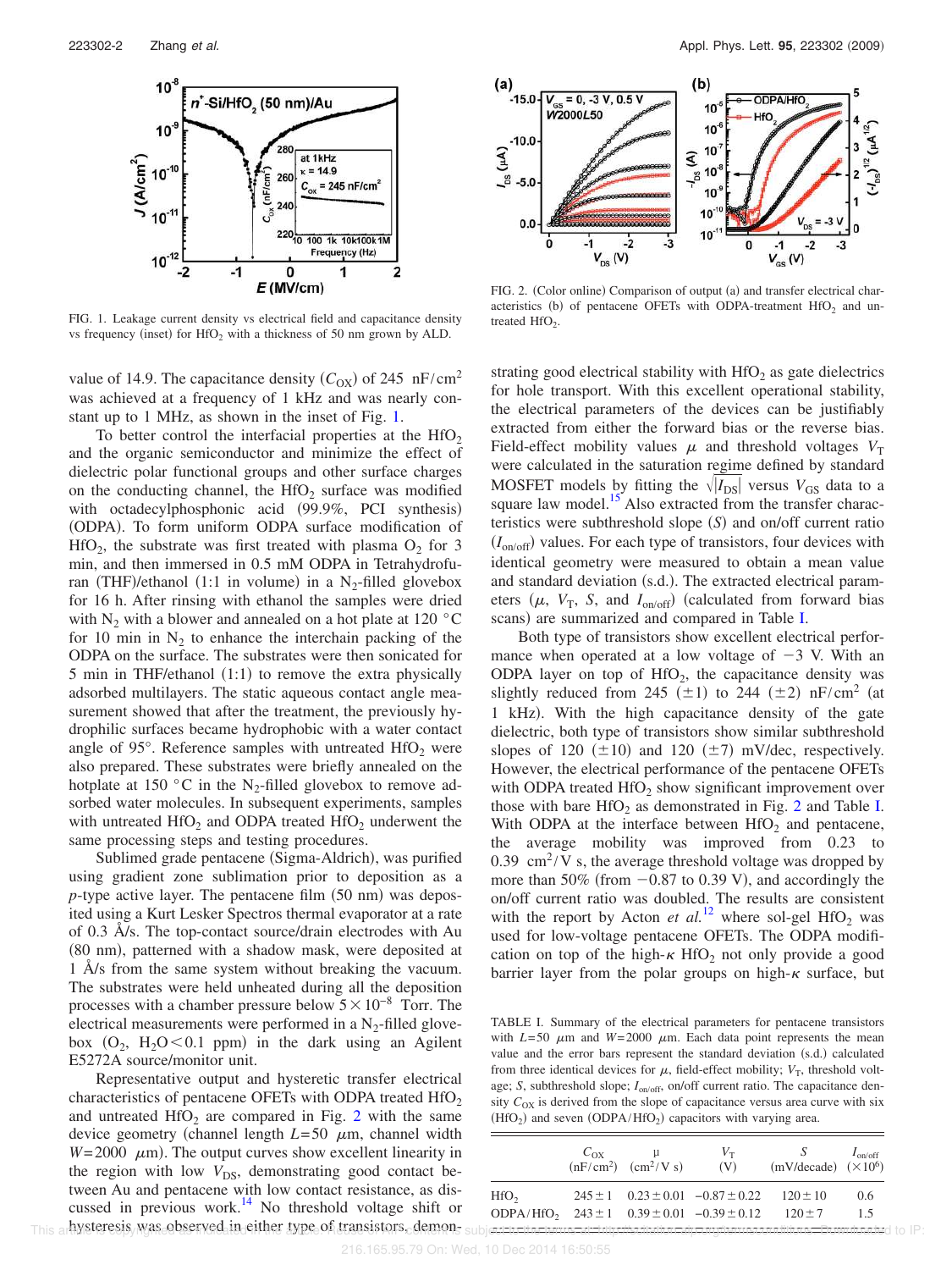FIG. 1. Leakage current density vs electrical field and capacitance density vs frequency (inset) for $HfO_2$ with a thickness of 50 nm grown by ALD.

value of 14.9. The capacitance density ($C_{OX}$) of 245 nF/cm$^2$ was achieved at a frequency of 1 kHz and was nearly constant up to 1 MHz, as shown in the inset of Fig. 1.

To better control the interfacial properties at the $HfO_2$ and the organic semiconductor and minimize the effect of dielectric polar functional groups and other surface charges on the conducting channel, the $HfO_2$ surface was modified with octadecylphosphonic acid (99.9%, PCI synthesis) (ODPA). To form uniform ODPA surface modification of $HfO_2$, the substrate was first treated with plasma $O_2$ for 3 min, and then immersed in 0.5 mM ODPA in Tetrahydrofuran (THF)/ethanol (1:1 in volume) in a $N_2$-filled glovebox for 16 h. After rinsing with ethanol the samples were dried with $N_2$ with a blower and annealed on a hot plate at 120 °C for 10 min in $N_2$ to enhance the interchain packing of the ODPA on the surface. The substrates were then sonicated for 5 min in THF/ethanol (1:1) to remove the extra physically adsorbed multilayers. The static aqueous contact angle measurement showed that after the treatment, the previously hydrophilic surfaces became hydrophobic with a water contact angle of 95°. Reference samples with untreated $HfO_2$ were also prepared. These substrates were briefly annealed on the hotplate at 150 °C in the $N_2$-filled glovebox to remove adsorbed water molecules. In subsequent experiments, samples with untreated $HfO_2$ and ODPA treated $HfO_2$ underwent the same processing steps and testing procedures.

Sublimed grade pentacene (Sigma-Aldrich), was purified using gradient zone sublimation prior to deposition as a *p*-type active layer. The pentacene film (50 nm) was deposited using a Kurt Lesker Spectros thermal evaporator at a rate of 0.3 Å/s. The top-contact source/drain electrodes with Au (80 nm), patterned with a shadow mask, were deposited at 1 Å/s from the same system without breaking the vacuum. The substrates were held unheated during all the deposition processes with a chamber pressure below $5\times10^{-8}$ Torr. The electrical measurements were performed in a $N_2$-filled glovebox ($O_2$, $H_2O<0.1$ ppm) in the dark using an Agilent E5272A source/monitor unit.

Representative output and hysteretic transfer electrical characteristics of pentacene OFETs with ODPA treated $HfO_2$ and untreated $HfO_2$ are compared in Fig. 2 with the same device geometry (channel length $L=50$ $\mu$m, channel width $W=2000$ $\mu$m). The output curves show excellent linearity in the region with low $V_{DS}$, demonstrating good contact between Au and pentacene with low contact resistance, as discussed in previous work.[14] No threshold voltage shift or hysteresis was observed in either type of transistors, demonstrating good electrical stability with $HfO_2$ as gate dielectrics for hole transport. With this excellent operational stability, the electrical parameters of the devices can be justifiably extracted from either the forward bias or the reverse bias. Field-effect mobility values $\mu$ and threshold voltages $V_T$ were calculated in the saturation regime defined by standard MOSFET models by fitting the $\sqrt{|I_{DS}|}$ versus $V_{GS}$ data to a square law model.[15] Also extracted from the transfer characteristics were subthreshold slope ($S$) and on/off current ratio ($I_{on/off}$) values. For each type of transistors, four devices with identical geometry were measured to obtain a mean value and standard deviation (s.d.). The extracted electrical parameters ($\mu$, $V_T$, $S$, and $I_{on/off}$) (calculated from forward bias scans) are summarized and compared in Table I.

FIG. 2. (Color online) Comparison of output (a) and transfer electrical characteristics (b) of pentacene OFETs with ODPA-treatment $HfO_2$ and untreated $HfO_2$.

Both type of transistors show excellent electrical performance when operated at a low voltage of −3 V. With an ODPA layer on top of $HfO_2$, the capacitance density was slightly reduced from 245 (±1) to 244 (±2) nF/cm$^2$ (at 1 kHz). With the high capacitance density of the gate dielectric, both type of transistors show similar subthreshold slopes of 120 (±10) and 120 (±7) mV/dec, respectively. However, the electrical performance of the pentacene OFETs with ODPA treated $HfO_2$ show significant improvement over those with bare $HfO_2$ as demonstrated in Fig. 2 and Table I. With ODPA at the interface between $HfO_2$ and pentacene, the average mobility was improved from 0.23 to 0.39 cm$^2$/V s, the average threshold voltage was dropped by more than 50% (from −0.87 to 0.39 V), and accordingly the on/off current ratio was doubled. The results are consistent with the report by Acton *et al.*[12] where sol-gel $HfO_2$ was used for low-voltage pentacene OFETs. The ODPA modification on top of the high-$\kappa$ $HfO_2$ not only provide a good barrier layer from the polar groups on high-$\kappa$ surface, but

TABLE I. Summary of the electrical parameters for pentacene transistors with $L=50$ $\mu$m and $W=2000$ $\mu$m. Each data point represents the mean value and the error bars represent the standard deviation (s.d.) calculated from three identical devices for $\mu$, field-effect mobility; $V_T$, threshold voltage; $S$, subthreshold slope; $I_{on/off}$, on/off current ratio. The capacitance density $C_{OX}$ is derived from the slope of capacitance versus area curve with six ($HfO_2$) and seven (ODPA/$HfO_2$) capacitors with varying area.

| | $C_{OX}$ (nF/cm$^2$) | μ (cm$^2$/V s) | $V_T$ (V) | $S$ (mV/decade) | $I_{on/off}$ ($\times10^6$) |
|---|---|---|---|---|---|
| $HfO_2$ | 245 ± 1 | 0.23 ± 0.01 | −0.87 ± 0.22 | 120 ± 10 | 0.6 |
| ODPA/$HfO_2$ | 243 ± 1 | 0.39 ± 0.01 | −0.39 ± 0.12 | 120 ± 7 | 1.5 |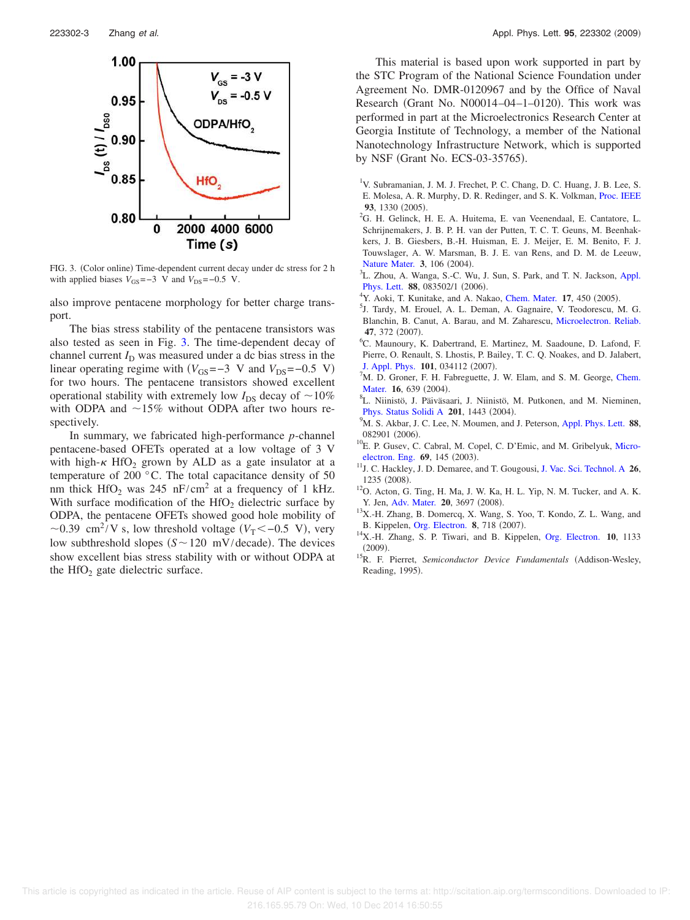1.00

0.95

0.90

0.85

0.80

$I_{DS}$ (t) / $I_{DS0}$

$V_{GS}$ = -3 V

$V_{DS}$ = -0.5 V

ODPA/$HfO_2$

$HfO_2$

0 2000 4000 6000

Time (*s*)

FIG. 3. (Color online) Time-dependent current decay under dc stress for 2 h with applied biases $V_{GS}=-3$ V and $V_{DS}=-0.5$ V.

also improve pentacene morphology for better charge transport.

The bias stress stability of the pentacene transistors was also tested as seen in Fig. 3. The time-dependent decay of channel current $I_D$ was measured under a dc bias stress in the linear operating regime with ($V_{GS}=-3$ V and $V_{DS}=-0.5$ V) for two hours. The pentacene transistors showed excellent operational stability with extremely low $I_{DS}$ decay of ~10% with ODPA and ~15% without ODPA after two hours respectively.

In summary, we fabricated high-performance *p*-channel pentacene-based OFETs operated at a low voltage of 3 V with high-$\kappa$ $HfO_2$ grown by ALD as a gate insulator at a temperature of 200 °C. The total capacitance density of 50 nm thick $HfO_2$ was 245 nF/cm$^2$ at a frequency of 1 kHz. With surface modification of the $HfO_2$ dielectric surface by ODPA, the pentacene OFETs showed good hole mobility of ~0.39 cm$^2$/V s, low threshold voltage ($V_T < -0.5$ V), very low subthreshold slopes ($S \sim 120$ mV/decade). The devices show excellent bias stress stability with or without ODPA at the $HfO_2$ gate dielectric surface.

This material is based upon work supported in part by the STC Program of the National Science Foundation under Agreement No. DMR-0120967 and by the Office of Naval Research (Grant No. N00014–04–1–0120). This work was performed in part at the Microelectronics Research Center at Georgia Institute of Technology, a member of the National Nanotechnology Infrastructure Network, which is supported by NSF (Grant No. ECS-03-35765).

[1] V. Subramanian, J. M. J. Frechet, P. C. Chang, D. C. Huang, J. B. Lee, S. E. Molesa, A. R. Murphy, D. R. Redinger, and S. K. Volkman, Proc. IEEE **93**, 1330 (2005).

[2] G. H. Gelinck, H. E. A. Huitema, E. van Veenendaal, E. Cantatore, L. Schrijnemakers, J. B. P. H. van der Putten, T. C. T. Geuns, M. Beenhakkers, J. B. Giesbers, B.-H. Huisman, E. J. Meijer, E. M. Benito, F. J. Touwslager, A. W. Marsman, B. J. E. van Rens, and D. M. de Leeuw, Nature Mater. **3**, 106 (2004).

[3] L. Zhou, A. Wanga, S.-C. Wu, J. Sun, S. Park, and T. N. Jackson, Appl. Phys. Lett. **88**, 083502/1 (2006).

[4] Y. Aoki, T. Kunitake, and A. Nakao, Chem. Mater. **17**, 450 (2005).

[5] J. Tardy, M. Erouel, A. L. Deman, A. Gagnaire, V. Teodorescu, M. G. Blanchin, B. Canut, A. Barau, and M. Zaharescu, Microelectron. Reliab. **47**, 372 (2007).

[6] C. Maunoury, K. Dabertrand, E. Martinez, M. Saadoune, D. Lafond, F. Pierre, O. Renault, S. Lhostis, P. Bailey, T. C. Q. Noakes, and D. Jalabert, J. Appl. Phys. **101**, 034112 (2007).

[7] M. D. Groner, F. H. Fabreguette, J. W. Elam, and S. M. George, Chem. Mater. **16**, 639 (2004).

[8] L. Niinistö, J. Päiväsaari, J. Niinistö, M. Putkonen, and M. Nieminen, Phys. Status Solidi A **201**, 1443 (2004).

[9] M. S. Akbar, J. C. Lee, N. Moumen, and J. Peterson, Appl. Phys. Lett. **88**, 082901 (2006).

[10] E. P. Gusev, C. Cabral, M. Copel, C. D'Emic, and M. Gribelyuk, Microelectron. Eng. **69**, 145 (2003).

[11] J. C. Hackley, J. D. Demaree, and T. Gougousi, J. Vac. Sci. Technol. A **26**, 1235 (2008).

[12] O. Acton, G. Ting, H. Ma, J. W. Ka, H. L. Yip, N. M. Tucker, and A. K. Y. Jen, Adv. Mater. **20**, 3697 (2008).

[13] X.-H. Zhang, B. Domercq, X. Wang, S. Yoo, T. Kondo, Z. L. Wang, and B. Kippelen, Org. Electron. **8**, 718 (2007).

[14] X.-H. Zhang, S. P. Tiwari, and B. Kippelen, Org. Electron. **10**, 1133 (2009).

[15] R. F. Pierret, *Semiconductor Device Fundamentals* (Addison-Wesley, Reading, 1995).